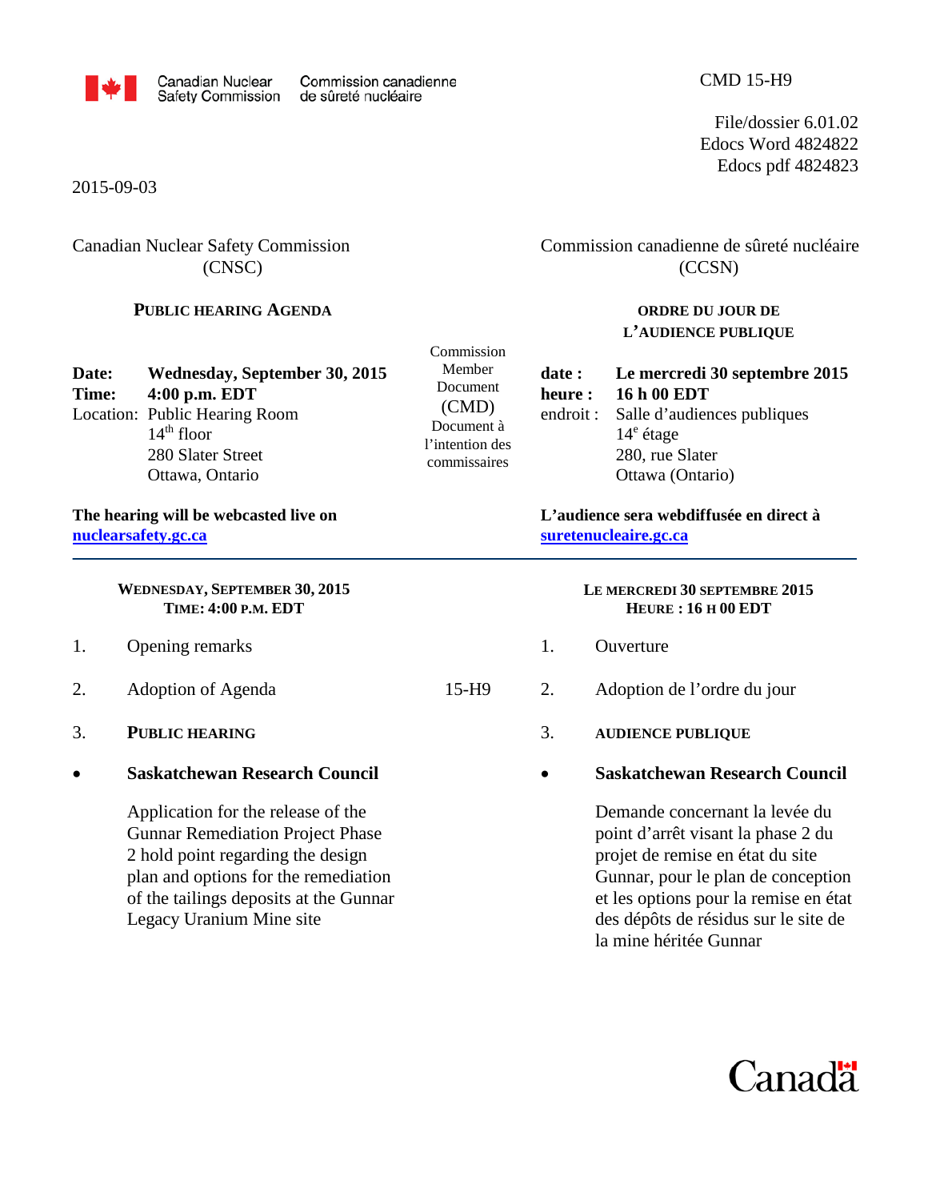Canadian Nuclear Safety Commission / Commission canadienne de sûreté nucléaire

CMD 15-H9

File/dossier 6.01.02
Edocs Word 4824822
Edocs pdf 4824823

2015-09-03

Canadian Nuclear Safety Commission (CNSC)

**PUBLIC HEARING AGENDA**

**Date:** **Wednesday, September 30, 2015**
**Time:** **4:00 p.m. EDT**
Location: Public Hearing Room
14th floor
280 Slater Street
Ottawa, Ontario

**The hearing will be webcasted live on [nuclearsafety.gc.ca](http://nuclearsafety.gc.ca)**

Commission Member Document (CMD)

Commission canadienne de sûreté nucléaire (CCSN)

**ORDRE DU JOUR DE L'AUDIENCE PUBLIQUE**

**date :** **Le mercredi 30 septembre 2015**
**heure :** **16 h 00 EDT**
endroit : Salle d'audiences publiques
14e étage
280, rue Slater
Ottawa (Ontario)

**L'audience sera webdiffusée en direct à [suretenucleaire.gc.ca](http://suretenucleaire.gc.ca)**

Document à l'intention des commissaires

---

**WEDNESDAY, SEPTEMBER 30, 2015**
**TIME: 4:00 P.M. EDT**

1. Opening remarks
2. Adoption of Agenda — 15-H9
3. **PUBLIC HEARING**

- **Saskatchewan Research Council**

  Application for the release of the Gunnar Remediation Project Phase 2 hold point regarding the design plan and options for the remediation of the tailings deposits at the Gunnar Legacy Uranium Mine site

**LE MERCREDI 30 SEPTEMBRE 2015**
**HEURE : 16 H 00 EDT**

1. Ouverture
2. Adoption de l'ordre du jour — 15-H9
3. **AUDIENCE PUBLIQUE**

- **Saskatchewan Research Council**

  Demande concernant la levée du point d'arrêt visant la phase 2 du projet de remise en état du site Gunnar, pour le plan de conception et les options pour la remise en état des dépôts de résidus sur le site de la mine héritée Gunnar

Canada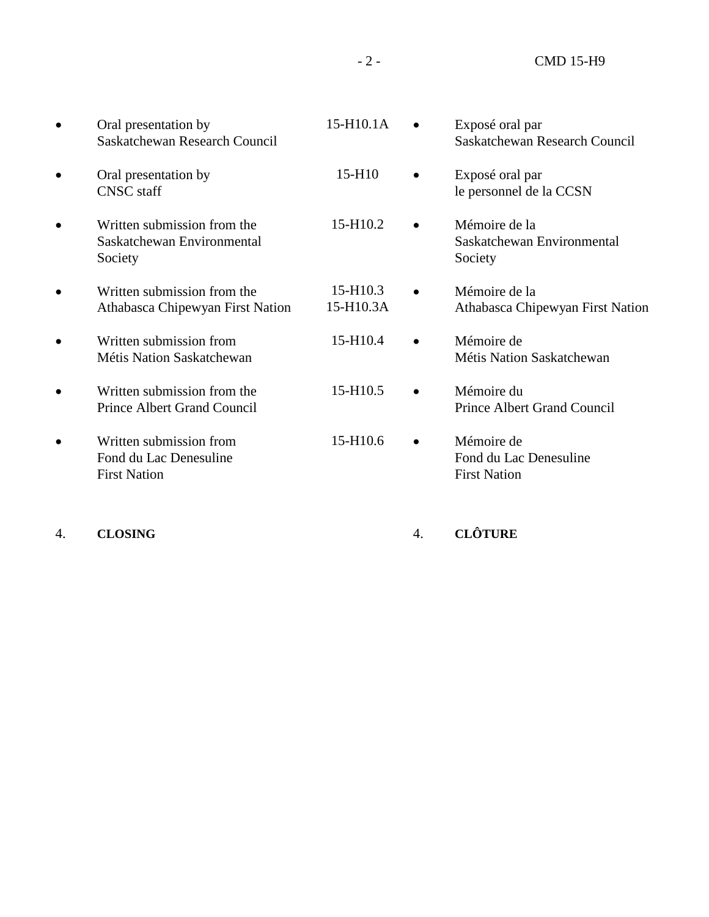| | | | |
|---|---|---|---|
| • Oral presentation by Saskatchewan Research Council | 15-H10.1A | • Exposé oral par Saskatchewan Research Council |
| • Oral presentation by CNSC staff | 15-H10 | • Exposé oral par le personnel de la CCSN |
| • Written submission from the Saskatchewan Environmental Society | 15-H10.2 | • Mémoire de la Saskatchewan Environmental Society |
| • Written submission from the Athabasca Chipewyan First Nation | 15-H10.3<br>15-H10.3A | • Mémoire de la Athabasca Chipewyan First Nation |
| • Written submission from Métis Nation Saskatchewan | 15-H10.4 | • Mémoire de Métis Nation Saskatchewan |
| • Written submission from the Prince Albert Grand Council | 15-H10.5 | • Mémoire du Prince Albert Grand Council |
| • Written submission from Fond du Lac Denesuline First Nation | 15-H10.6 | • Mémoire de Fond du Lac Denesuline First Nation |

4. **CLOSING**

4. **CLÔTURE**